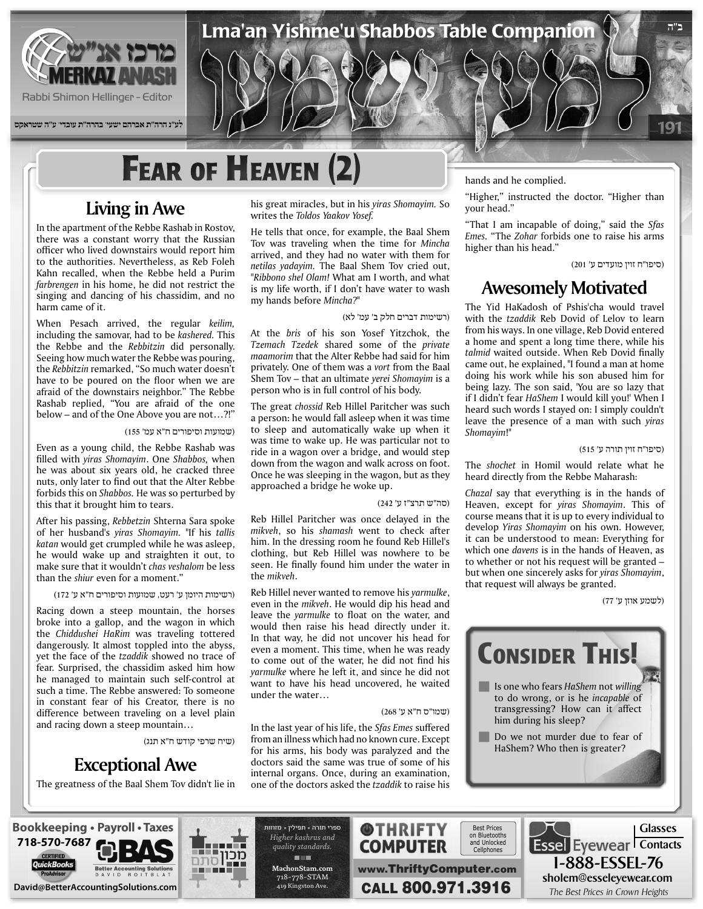# Fear of Heaven (2)

## Living in Awe

In the apartment of the Rebbe Rashab in Rostov, there was a constant worry that the Russian officer who lived downstairs would report him to the authorities. Nevertheless, as Reb Foleh Kahn recalled, when the Rebbe held a Purim *farbrengen* in his home, he did not restrict the singing and dancing of his chassidim, and no harm came of it.

When Pesach arrived, the regular *keilim,* including the samovar, had to be *kashered.* This the Rebbe and the *Rebbitzin* did personally. Seeing how much water the Rebbe was pouring, the *Rebbitzin* remarked, "So much water doesn't have to be poured on the floor when we are afraid of the downstairs neighbor." The Rebbe Rashab replied, "You are afraid of the one below – and of the One Above you are not…?!"

(שמועות וסיפורים ח"א עמ' 155)

Even as a young child, the Rebbe Rashab was filled with *yiras Shomayim*. One *Shabbos,* when he was about six years old, he cracked three nuts, only later to find out that the Alter Rebbe forbids this on *Shabbos.* He was so perturbed by this that it brought him to tears.

After his passing, *Rebbetzin* Shterna Sara spoke of her husband's *yiras Shomayim.* "If his *tallis katan* would get crumpled while he was asleep, he would wake up and straighten it out, to make sure that it wouldn't *chas veshalom* be less than the *shiur* even for a moment."

(רשימות היומן ע' רעט, שמועות וסיפורים ח"א ע' 172)

Racing down a steep mountain, the horses broke into a gallop, and the wagon in which the *Chiddushei HaRim* was traveling tottered dangerously. It almost toppled into the abyss, yet the face of the *tzaddik* showed no trace of fear. Surprised, the chassidim asked him how he managed to maintain such self-control at such a time. The Rebbe answered: To someone in constant fear of his Creator, there is no difference between traveling on a level plain and racing down a steep mountain…

(שיח שרפי קודש ח"א תנג)

## Exceptional Awe

The greatness of the Baal Shem Tov didn't lie in his great miracles, but in his *yiras Shomayim.* So writes the *Toldos Yaakov Yosef.*

He tells that once, for example, the Baal Shem Tov was traveling when the time for *Mincha* arrived, and they had no water with them for *netilas yadayim.* The Baal Shem Tov cried out, "*Ribbono shel Olam!* What am I worth, and what is my life worth, if I don't have water to wash my hands before *Mincha?*"

(רשימות דברים חלק ב' עמ' לא)

At the *bris* of his son Yosef Yitzchok, the *Tzemach Tzedek* shared some of the *private maamorim* that the Alter Rebbe had said for him privately. One of them was a *vort* from the Baal Shem Tov – that an ultimate *yerei Shomayim* is a person who is in full control of his body.

The great *chossid* Reb Hillel Paritcher was such a person: he would fall asleep when it was time to sleep and automatically wake up when it was time to wake up. He was particular not to ride in a wagon over a bridge, and would step down from the wagon and walk across on foot. Once he was sleeping in the wagon, but as they approached a bridge he woke up.

(סה"ש תרצ"ז ע' 242)

Reb Hillel Paritcher was once delayed in the *mikveh*, so his *shamash* went to check after him. In the dressing room he found Reb Hillel's clothing, but Reb Hillel was nowhere to be seen. He finally found him under the water in the *mikveh*.

Reb Hillel never wanted to remove his *yarmulke*, even in the *mikveh*. He would dip his head and leave the *yarmulke* to float on the water, and would then raise his head directly under it. In that way, he did not uncover his head for even a moment. This time, when he was ready to come out of the water, he did not find his *yarmulke* where he left it, and since he did not want to have his head uncovered, he waited under the water…

(שמו"ס ח"א ע' 268)

In the last year of his life, the *Sfas Emes* suffered from an illness which had no known cure. Except for his arms, his body was paralyzed and the doctors said the same was true of some of his internal organs. Once, during an examination, one of the doctors asked the *tzaddik* to raise his hands and he complied.

"Higher," instructed the doctor. "Higher than your head."

"That I am incapable of doing," said the *Sfas Emes*. "The *Zohar* forbids one to raise his arms higher than his head."

(סיפו"ח זוין מועדים ע' 201)

## Awesomely Motivated

The Yid HaKadosh of Pshis'cha would travel with the *tzaddik* Reb Dovid of Lelov to learn from his ways. In one village, Reb Dovid entered a home and spent a long time there, while his *talmid* waited outside. When Reb Dovid finally came out, he explained, "I found a man at home doing his work while his son abused him for being lazy. The son said, 'You are so lazy that if I didn't fear *HaShem* I would kill you!' When I heard such words I stayed on: I simply couldn't leave the presence of a man with such *yiras Shomayim*!"

(סיפו"ח זוין תורה ע' 515)

The *shochet* in Homil would relate what he heard directly from the Rebbe Maharash:

*Chazal* say that everything is in the hands of Heaven, except for *yiras Shomayim*. This of course means that it is up to every individual to develop *Yiras Shomayim* on his own. However, it can be understood to mean: Everything for which one *davens* is in the hands of Heaven, as to whether or not his request will be granted – but when one sincerely asks for *yiras Shomayim*, that request will always be granted.

(לשמע אוזן ע' 77)

## Consider This!

- Is one who fears *HaShem* not *willing* to do wrong, or is he *incapable* of transgressing? How can it affect him during his sleep?
- Do we not murder due to fear of HaShem? Who then is greater?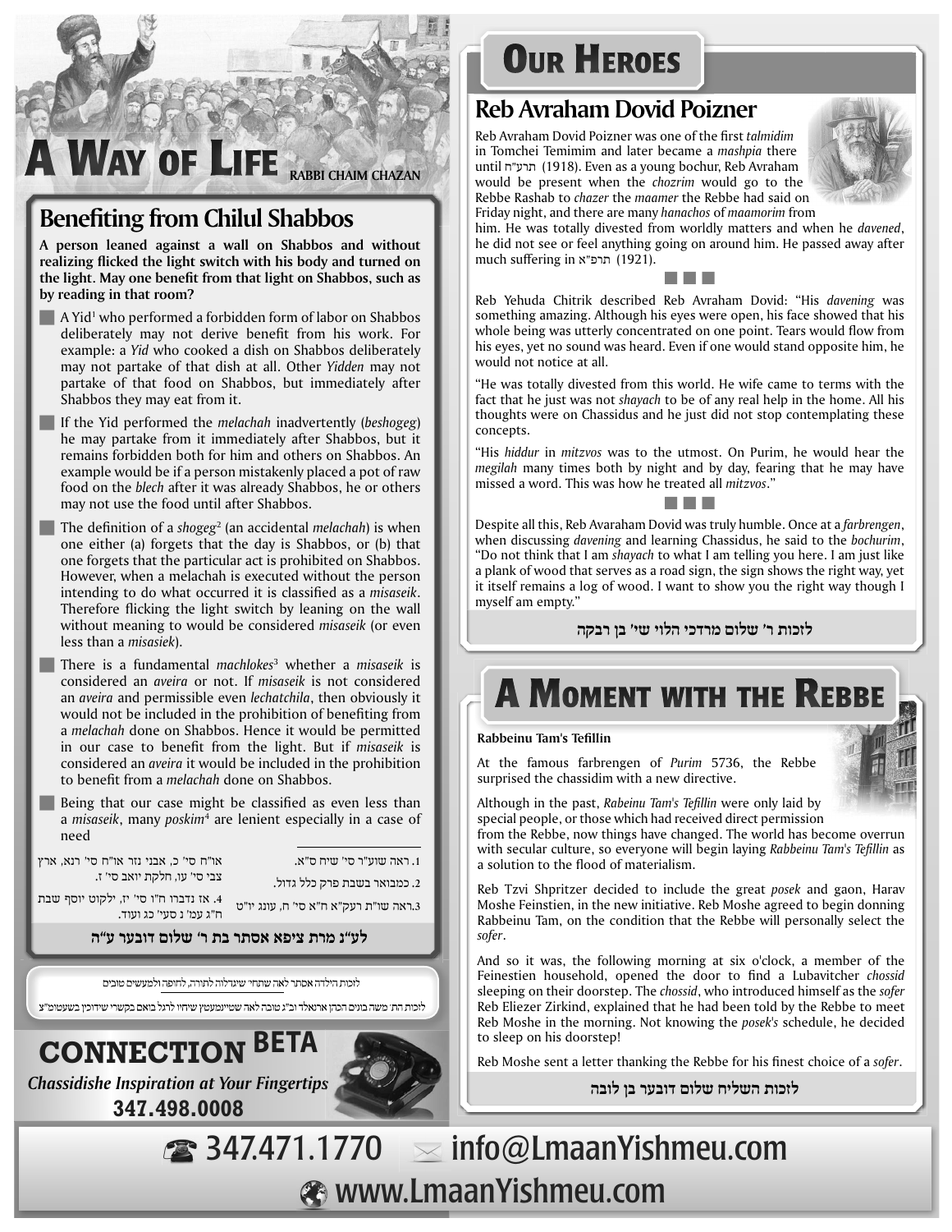# A Way of Life

RABBI CHAIM CHAZAN

## Benefiting from Chilul Shabbos

**A person leaned against a wall on Shabbos and without realizing flicked the light switch with his body and turned on the light. May one benefit from that light on Shabbos, such as by reading in that room?**

- A Yid[1] who performed a forbidden form of labor on Shabbos deliberately may not derive benefit from his work. For example: a *Yid* who cooked a dish on Shabbos deliberately may not partake of that dish at all. Other *Yidden* may not partake of that food on Shabbos, but immediately after Shabbos they may eat from it.
- If the Yid performed the *melachah* inadvertently (*beshogeg*) he may partake from it immediately after Shabbos, but it remains forbidden both for him and others on Shabbos. An example would be if a person mistakenly placed a pot of raw food on the *blech* after it was already Shabbos, he or others may not use the food until after Shabbos.
- The definition of a *shogeg*[2] (an accidental *melachah*) is when one either (a) forgets that the day is Shabbos, or (b) that one forgets that the particular act is prohibited on Shabbos. However, when a melachah is executed without the person intending to do what occurred it is classified as a *misaseik*. Therefore flicking the light switch by leaning on the wall without meaning to would be considered *misaseik* (or even less than a *misasiek*).
- There is a fundamental *machlokes*[3] whether a *misaseik* is considered an *aveira* or not. If *misaseik* is not considered an *aveira* and permissible even *lechatchila*, then obviously it would not be included in the prohibition of benefiting from a *melachah* done on Shabbos. Hence it would be permitted in our case to benefit from the light. But if *misaseik* is considered an *aveira* it would be included in the prohibition to benefit from a *melachah* done on Shabbos.
- Being that our case might be classified as even less than a *misaseik*, many *poskim*[4] are lenient especially in a case of need

1. ראה שוע"ר סי' שיח ס"א.
2. כמבואר בשבת פרק כלל גדול.
3. ראה שו"ת רעק"א ח"א סי' ח, עונג יו"ט או"ח סי' כ, אבני נזר או"ח סי' רנא, ארץ צבי סי' עו, חלקת יואב סי' ז.
4. אז נדברו ח"ו סי' יז, ילקוט יוסף שבת ח"ג עמ' נ סעי' כג ועוד.

**לע"נ מרת ציפא אסתר בת ר' שלום דובער ע"ה**

לזכות הילדה אסתר לאה שתחי' שיגדלוה לתורה, לחופה ולמעשים טובים

לזכות הת' משה בונים הכהן ארנאלד וב"ג טובה לאה שטיינמעטץ שיחיו לרגל בואם בקשרי שידוכין בשעטומ"צ

## CONNECTION BETA

*Chassidishe Inspiration at Your Fingertips*

**347.498.0008**

# Our Heroes

## Reb Avraham Dovid Poizner

Reb Avraham Dovid Poizner was one of the first *talmidim* in Tomchei Temimim and later became a *mashpia* there until תרע"ח (1918). Even as a young bochur, Reb Avraham would be present when the *chozrim* would go to the Rebbe Rashab to *chazer* the *maamer* the Rebbe had said on Friday night, and there are many *hanachos* of *maamorim* from him. He was totally divested from worldly matters and when he *davened*, he did not see or feel anything going on around him. He passed away after much suffering in תרפ"א (1921).

Reb Yehuda Chitrik described Reb Avraham Dovid: "His *davening* was something amazing. Although his eyes were open, his face showed that his whole being was utterly concentrated on one point. Tears would flow from his eyes, yet no sound was heard. Even if one would stand opposite him, he would not notice at all.

"He was totally divested from this world. He wife came to terms with the fact that he just was not *shayach* to be of any real help in the home. All his thoughts were on Chassidus and he just did not stop contemplating these concepts.

"His *hiddur* in *mitzvos* was to the utmost. On Purim, he would hear the *megilah* many times both by night and by day, fearing that he may have missed a word. This was how he treated all *mitzvos*."

Despite all this, Reb Avaraham Dovid was truly humble. Once at a *farbrengen*, when discussing *davening* and learning Chassidus, he said to the *bochurim*, "Do not think that I am *shayach* to what I am telling you here. I am just like a plank of wood that serves as a road sign, the sign shows the right way, yet it itself remains a log of wood. I want to show you the right way though I myself am empty."

**לזכות ר' שלום מרדכי הלוי שי' בן רבקה**

# A Moment with the Rebbe

**Rabbeinu Tam's Tefillin**

At the famous farbrengen of *Purim* 5736, the Rebbe surprised the chassidim with a new directive.

Although in the past, *Rabeinu Tam's Tefillin* were only laid by special people, or those which had received direct permission from the Rebbe, now things have changed. The world has become overrun with secular culture, so everyone will begin laying *Rabbeinu Tam's Tefillin* as a solution to the flood of materialism.

Reb Tzvi Shpritzer decided to include the great *posek* and gaon, Harav Moshe Feinstein, in the new initiative. Reb Moshe agreed to begin donning Rabbeinu Tam, on the condition that the Rebbe will personally select the *sofer*.

And so it was, the following morning at six o'clock, a member of the Feinestien household, opened the door to find a Lubavitcher *chossid* sleeping on their doorstep. The *chossid*, who introduced himself as the *sofer* Reb Eliezer Zirkind, explained that he had been told by the Rebbe to meet Reb Moshe in the morning. Not knowing the *posek's* schedule, he decided to sleep on his doorstep!

Reb Moshe sent a letter thanking the Rebbe for his finest choice of a *sofer*.

**לזכות השליח שלום דובער בן לובה**

347.471.1770 info@LmaanYishmeu.com

www.LmaanYishmeu.com